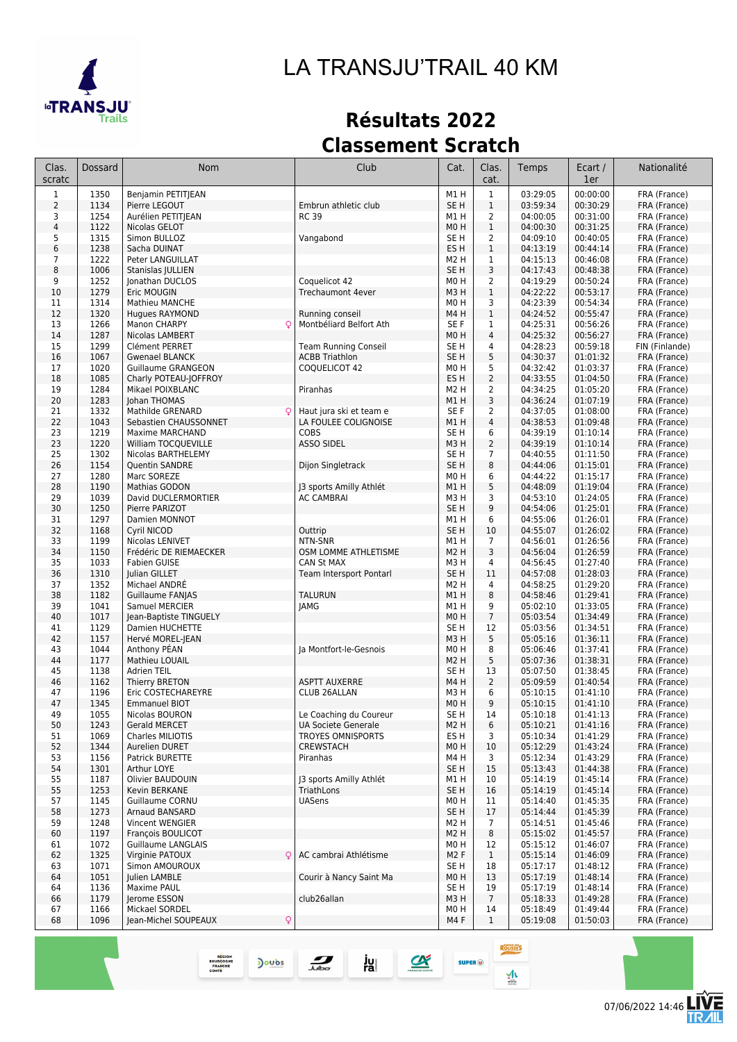# LA TRANSJU'TRAIL 40 KM

## Résultats 2022
## Classement Scratch

| Clas. scratc | Dossard | Nom | Club | Cat. | Clas. cat. | Temps | Ecart / 1er | Nationalité |
|---|---|---|---|---|---|---|---|---|
| 1 | 1350 | Benjamin PETITJEAN | | M1 H | 1 | 03:29:05 | 00:00:00 | FRA (France) |
| 2 | 1134 | Pierre LEGOUT | Embrun athletic club | SE H | 1 | 03:59:34 | 00:30:29 | FRA (France) |
| 3 | 1254 | Aurélien PETITJEAN | RC 39 | M1 H | 2 | 04:00:05 | 00:31:00 | FRA (France) |
| 4 | 1122 | Nicolas GELOT | | M0 H | 1 | 04:00:30 | 00:31:25 | FRA (France) |
| 5 | 1315 | Simon BULLOZ | Vangabond | SE H | 2 | 04:09:10 | 00:40:05 | FRA (France) |
| 6 | 1238 | Sacha DUINAT | | ES H | 1 | 04:13:19 | 00:44:14 | FRA (France) |
| 7 | 1222 | Peter LANGUILLAT | | M2 H | 1 | 04:15:13 | 00:46:08 | FRA (France) |
| 8 | 1006 | Stanislas JULLIEN | | SE H | 3 | 04:17:43 | 00:48:38 | FRA (France) |
| 9 | 1252 | Jonathan DUCLOS | Coquelicot 42 | M0 H | 2 | 04:19:29 | 00:50:24 | FRA (France) |
| 10 | 1279 | Eric MOUGIN | Trechaumont 4ever | M3 H | 1 | 04:22:22 | 00:53:17 | FRA (France) |
| 11 | 1314 | Mathieu MANCHE | | M0 H | 3 | 04:23:39 | 00:54:34 | FRA (France) |
| 12 | 1320 | Hugues RAYMOND | Running conseil | M4 H | 1 | 04:24:52 | 00:55:47 | FRA (France) |
| 13 | 1266 | Manon CHARPY ♀ | Montbéliard Belfort Ath | SE F | 1 | 04:25:31 | 00:56:26 | FRA (France) |
| 14 | 1287 | Nicolas LAMBERT | | M0 H | 4 | 04:25:32 | 00:56:27 | FRA (France) |
| 15 | 1299 | Clément PERRET | Team Running Conseil | SE H | 4 | 04:28:23 | 00:59:18 | FIN (Finlande) |
| 16 | 1067 | Gwenael BLANCK | ACBB Triathlon | SE H | 5 | 04:30:37 | 01:01:32 | FRA (France) |
| 17 | 1020 | Guillaume GRANGEON | COQUELICOT 42 | M0 H | 5 | 04:32:42 | 01:03:37 | FRA (France) |
| 18 | 1085 | Charly POTEAU-JOFFROY | | ES H | 2 | 04:33:55 | 01:04:50 | FRA (France) |
| 19 | 1284 | Mikael POIXBLANC | Piranhas | M2 H | 2 | 04:34:25 | 01:05:20 | FRA (France) |
| 20 | 1283 | Johan THOMAS | | M1 H | 3 | 04:36:24 | 01:07:19 | FRA (France) |
| 21 | 1332 | Mathilde GRENARD ♀ | Haut jura ski et team e | SE F | 2 | 04:37:05 | 01:08:00 | FRA (France) |
| 22 | 1043 | Sebastien CHAUSSONNET | LA FOULEE COLIGNOISE | M1 H | 4 | 04:38:53 | 01:09:48 | FRA (France) |
| 23 | 1219 | Maxime MARCHAND | COBS | SE H | 6 | 04:39:19 | 01:10:14 | FRA (France) |
| 23 | 1220 | William TOCQUEVILLE | ASSO SIDEL | M3 H | 2 | 04:39:19 | 01:10:14 | FRA (France) |
| 25 | 1302 | Nicolas BARTHELEMY | | SE H | 7 | 04:40:55 | 01:11:50 | FRA (France) |
| 26 | 1154 | Quentin SANDRE | Dijon Singletrack | SE H | 8 | 04:44:06 | 01:15:01 | FRA (France) |
| 27 | 1280 | Marc SOREZE | | M0 H | 6 | 04:44:22 | 01:15:17 | FRA (France) |
| 28 | 1190 | Mathias GODON | J3 sports Amilly Athlét | M1 H | 5 | 04:48:09 | 01:19:04 | FRA (France) |
| 29 | 1039 | David DUCLERMORTIER | AC CAMBRAI | M3 H | 3 | 04:53:10 | 01:24:05 | FRA (France) |
| 30 | 1250 | Pierre PARIZOT | | SE H | 9 | 04:54:06 | 01:25:01 | FRA (France) |
| 31 | 1297 | Damien MONNOT | | M1 H | 6 | 04:55:06 | 01:26:01 | FRA (France) |
| 32 | 1168 | Cyril NICOD | Outtrip | SE H | 10 | 04:55:07 | 01:26:02 | FRA (France) |
| 33 | 1199 | Nicolas LENIVET | NTN-SNR | M1 H | 7 | 04:56:01 | 01:26:56 | FRA (France) |
| 34 | 1150 | Frédéric DE RIEMAECKER | OSM LOMME ATHLETISME | M2 H | 3 | 04:56:04 | 01:26:59 | FRA (France) |
| 35 | 1033 | Fabien GUISE | CAN St MAX | M3 H | 4 | 04:56:45 | 01:27:40 | FRA (France) |
| 36 | 1310 | Julian GILLET | Team Intersport Pontarl | SE H | 11 | 04:57:08 | 01:28:03 | FRA (France) |
| 37 | 1352 | Michael ANDRÉ | | M2 H | 4 | 04:58:25 | 01:29:20 | FRA (France) |
| 38 | 1182 | Guillaume FANJAS | TALURUN | M1 H | 8 | 04:58:46 | 01:29:41 | FRA (France) |
| 39 | 1041 | Samuel MERCIER | JAMG | M1 H | 9 | 05:02:10 | 01:33:05 | FRA (France) |
| 40 | 1017 | Jean-Baptiste TINGUELY | | M0 H | 7 | 05:03:54 | 01:34:49 | FRA (France) |
| 41 | 1129 | Damien HUCHETTE | | SE H | 12 | 05:03:56 | 01:34:51 | FRA (France) |
| 42 | 1157 | Hervé MOREL-JEAN | | M3 H | 5 | 05:05:16 | 01:36:11 | FRA (France) |
| 43 | 1044 | Anthony PÉAN | Ja Montfort-le-Gesnois | M0 H | 8 | 05:06:46 | 01:37:41 | FRA (France) |
| 44 | 1177 | Mathieu LOUAIL | | M2 H | 5 | 05:07:36 | 01:38:31 | FRA (France) |
| 45 | 1138 | Adrien TEIL | | SE H | 13 | 05:07:50 | 01:38:45 | FRA (France) |
| 46 | 1162 | Thierry BRETON | ASPTT AUXERRE | M4 H | 2 | 05:09:59 | 01:40:54 | FRA (France) |
| 47 | 1196 | Eric COSTECHAREYRE | CLUB 26ALLAN | M3 H | 6 | 05:10:15 | 01:41:10 | FRA (France) |
| 47 | 1345 | Emmanuel BIOT | | M0 H | 9 | 05:10:15 | 01:41:10 | FRA (France) |
| 49 | 1055 | Nicolas BOURON | Le Coaching du Coureur | SE H | 14 | 05:10:18 | 01:41:13 | FRA (France) |
| 50 | 1243 | Gerald MERCIER | UA Societe Generale | M2 H | 6 | 05:10:21 | 01:41:16 | FRA (France) |
| 51 | 1069 | Charles MILIOTIS | TROYES OMNISPORTS | ES H | 3 | 05:10:34 | 01:41:29 | FRA (France) |
| 52 | 1344 | Aurelien DURET | CREWSTACH | M0 H | 10 | 05:12:29 | 01:43:24 | FRA (France) |
| 53 | 1156 | Patrick BURETTE | Piranhas | M4 H | 3 | 05:12:34 | 01:43:29 | FRA (France) |
| 54 | 1301 | Arthur LOYE | | SE H | 15 | 05:13:43 | 01:44:38 | FRA (France) |
| 55 | 1187 | Olivier BAUDOUIN | J3 sports Amilly Athlét | M1 H | 10 | 05:14:19 | 01:45:14 | FRA (France) |
| 55 | 1253 | Kevin BERKANE | TriathLons | SE H | 16 | 05:14:19 | 01:45:14 | FRA (France) |
| 57 | 1145 | Guillaume CORNU | UASens | M0 H | 11 | 05:14:40 | 01:45:35 | FRA (France) |
| 58 | 1273 | Arnaud BANSARD | | SE H | 17 | 05:14:44 | 01:45:39 | FRA (France) |
| 59 | 1248 | Vincent WENGIER | | M2 H | 7 | 05:14:51 | 01:45:46 | FRA (France) |
| 60 | 1197 | François BOULICOT | | M2 H | 8 | 05:15:02 | 01:45:57 | FRA (France) |
| 61 | 1072 | Guillaume LANGLAIS | | M0 H | 12 | 05:15:12 | 01:46:07 | FRA (France) |
| 62 | 1325 | Virginie PATOUX ♀ | AC cambrai Athlétisme | M2 F | 1 | 05:15:14 | 01:46:09 | FRA (France) |
| 63 | 1071 | Simon AMOUROUX | | SE H | 18 | 05:17:17 | 01:48:12 | FRA (France) |
| 64 | 1051 | Julien LAMBLE | Courir à Nancy Saint Ma | M0 H | 13 | 05:17:19 | 01:48:14 | FRA (France) |
| 64 | 1136 | Maxime PAUL | | SE H | 19 | 05:17:19 | 01:48:14 | FRA (France) |
| 66 | 1179 | Jerome ESSON | club26allan | M3 H | 7 | 05:18:33 | 01:49:28 | FRA (France) |
| 67 | 1166 | Mickael SORDEL | | M0 H | 14 | 05:18:49 | 01:49:44 | FRA (France) |
| 68 | 1096 | Jean-Michel SOUPEAUX ♀ | | M4 F | 1 | 05:19:08 | 01:50:03 | FRA (France) |

07/06/2022 14:46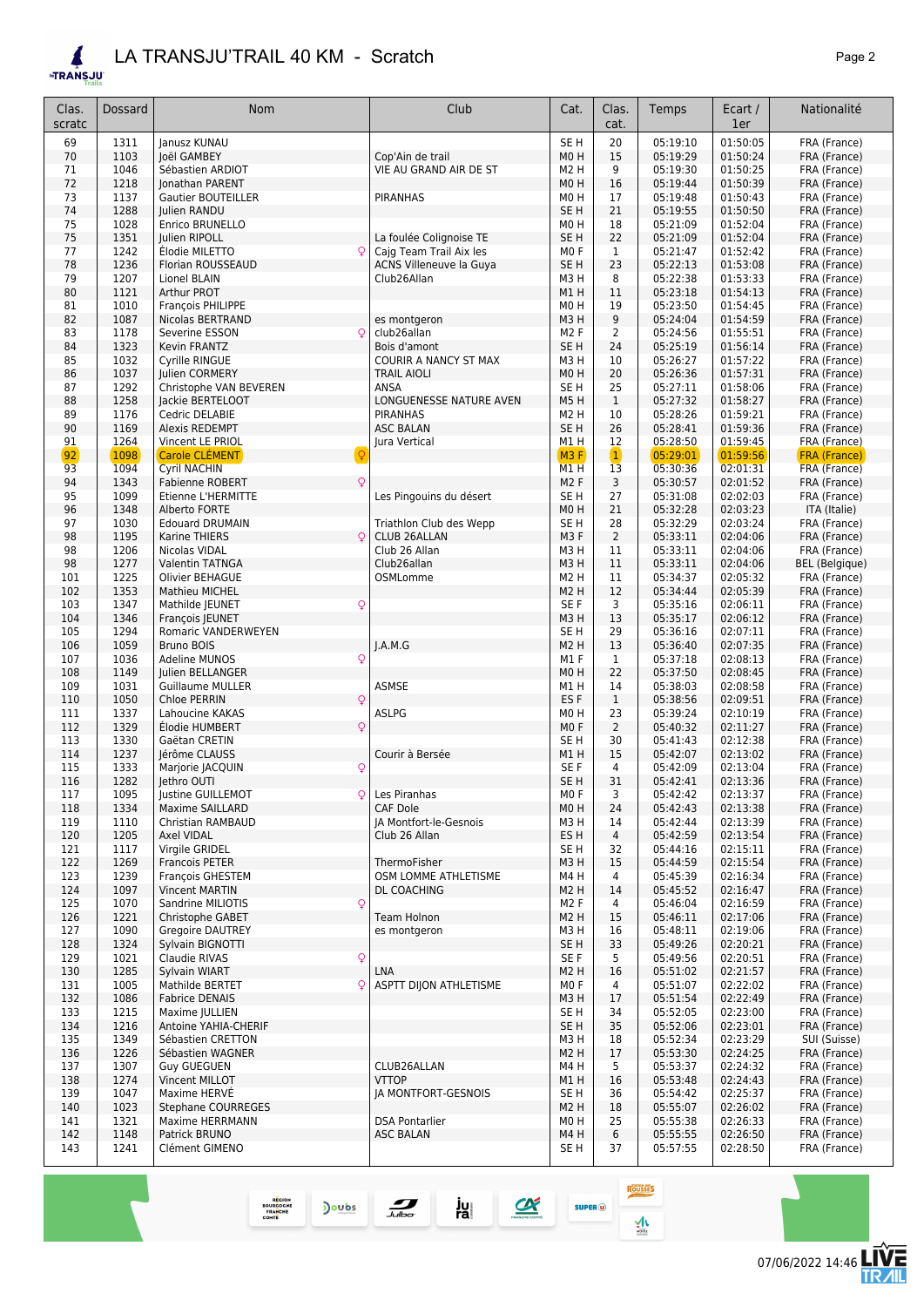# LA TRANSJU'TRAIL 40 KM - Scratch

| Clas. scratc | Dossard | Nom | | Club | Cat. | Clas. cat. | Temps | Ecart / 1er | Nationalité |
|---|---|---|---|---|---|---|---|---|---|
| 69 | 1311 | Janusz KUNAU | | | SE H | 20 | 05:19:10 | 01:50:05 | FRA (France) |
| 70 | 1103 | Joël GAMBEY | | Cop'Ain de trail | M0 H | 15 | 05:19:29 | 01:50:24 | FRA (France) |
| 71 | 1046 | Sébastien ARDIOT | | VIE AU GRAND AIR DE ST | M2 H | 9 | 05:19:30 | 01:50:25 | FRA (France) |
| 72 | 1218 | Jonathan PARENT | | | M0 H | 16 | 05:19:44 | 01:50:39 | FRA (France) |
| 73 | 1137 | Gautier BOUTEILLER | | PIRANHAS | M0 H | 17 | 05:19:48 | 01:50:43 | FRA (France) |
| 74 | 1288 | Julien RANDU | | | SE H | 21 | 05:19:55 | 01:50:50 | FRA (France) |
| 75 | 1028 | Enrico BRUNELLO | | | M0 H | 18 | 05:21:09 | 01:52:04 | FRA (France) |
| 75 | 1351 | Julien RIPOLL | | La foulée Colignoise TE | SE H | 22 | 05:21:09 | 01:52:04 | FRA (France) |
| 77 | 1242 | Élodie MILETTO | ♀ | Cajg Team Trail Aix les | M0 F | 1 | 05:21:47 | 01:52:42 | FRA (France) |
| 78 | 1236 | Florian ROUSSEAUD | | ACNS Villeneuve la Guya | SE H | 23 | 05:22:13 | 01:53:08 | FRA (France) |
| 79 | 1207 | Lionel BLAIN | | Club26Allan | M3 H | 8 | 05:22:38 | 01:53:33 | FRA (France) |
| 80 | 1121 | Arthur PROT | | | M1 H | 11 | 05:23:18 | 01:54:13 | FRA (France) |
| 81 | 1010 | François PHILIPPE | | | M0 H | 19 | 05:23:50 | 01:54:45 | FRA (France) |
| 82 | 1087 | Nicolas BERTRAND | | es montgeron | M3 H | 9 | 05:24:04 | 01:54:59 | FRA (France) |
| 83 | 1178 | Severine ESSON | ♀ | club26allan | M2 F | 2 | 05:24:56 | 01:55:51 | FRA (France) |
| 84 | 1323 | Kevin FRANTZ | | Bois d'amont | SE H | 24 | 05:25:19 | 01:56:14 | FRA (France) |
| 85 | 1032 | Cyrille RINGUE | | COURIR A NANCY ST MAX | M3 H | 10 | 05:26:27 | 01:57:22 | FRA (France) |
| 86 | 1037 | Julien CORMERY | | TRAIL AIOLI | M0 H | 20 | 05:26:36 | 01:57:31 | FRA (France) |
| 87 | 1292 | Christophe VAN BEVEREN | | ANSA | SE H | 25 | 05:27:11 | 01:58:06 | FRA (France) |
| 88 | 1258 | Jackie BERTELOOT | | LONGUENESSE NATURE AVEN | M5 H | 1 | 05:27:32 | 01:58:27 | FRA (France) |
| 89 | 1176 | Cedric DELABIE | | PIRANHAS | M2 H | 10 | 05:28:26 | 01:59:21 | FRA (France) |
| 90 | 1169 | Alexis REDEMPT | | ASC BALAN | SE H | 26 | 05:28:41 | 01:59:36 | FRA (France) |
| 91 | 1264 | Vincent LE PRIOL | | Jura Vertical | M1 H | 12 | 05:28:50 | 01:59:45 | FRA (France) |
| 92 | 1098 | Carole CLÉMENT | ♀ | | M3 F | 1 | 05:29:01 | 01:59:56 | FRA (France) |
| 93 | 1094 | Cyril NACHIN | | | M1 H | 13 | 05:30:36 | 02:01:31 | FRA (France) |
| 94 | 1343 | Fabienne ROBERT | ♀ | | M2 F | 3 | 05:30:57 | 02:01:52 | FRA (France) |
| 95 | 1099 | Etienne L'HERMITTE | | Les Pingouins du désert | SE H | 27 | 05:31:08 | 02:02:03 | FRA (France) |
| 96 | 1348 | Alberto FORTE | | | M0 H | 21 | 05:32:28 | 02:03:23 | ITA (Italie) |
| 97 | 1030 | Edouard DRUMAIN | | Triathlon Club des Wepp | SE H | 28 | 05:32:29 | 02:03:24 | FRA (France) |
| 98 | 1195 | Karine THIERS | ♀ | CLUB 26ALLAN | M3 F | 2 | 05:33:11 | 02:04:06 | FRA (France) |
| 98 | 1206 | Nicolas VIDAL | | Club 26 Allan | M3 H | 11 | 05:33:11 | 02:04:06 | FRA (France) |
| 98 | 1277 | Valentin TATNGA | | Club26allan | M3 H | 11 | 05:33:11 | 02:04:06 | BEL (Belgique) |
| 101 | 1225 | Olivier BEHAGUE | | OSMLomme | M2 H | 11 | 05:34:37 | 02:05:32 | FRA (France) |
| 102 | 1353 | Mathieu MICHEL | | | M2 H | 12 | 05:34:44 | 02:05:39 | FRA (France) |
| 103 | 1347 | Mathilde JEUNET | ♀ | | SE F | 3 | 05:35:16 | 02:06:11 | FRA (France) |
| 104 | 1346 | François JEUNET | | | M3 H | 13 | 05:35:17 | 02:06:12 | FRA (France) |
| 105 | 1294 | Romaric VANDERWEYEN | | | SE H | 29 | 05:36:16 | 02:07:11 | FRA (France) |
| 106 | 1059 | Bruno BOIS | | J.A.M.G | M2 H | 13 | 05:36:40 | 02:07:35 | FRA (France) |
| 107 | 1036 | Adeline MUNOS | ♀ | | M1 F | 1 | 05:37:18 | 02:08:13 | FRA (France) |
| 108 | 1149 | Julien BELLANGER | | | M0 H | 22 | 05:37:50 | 02:08:45 | FRA (France) |
| 109 | 1031 | Guillaume MULLER | | ASMSE | M1 H | 14 | 05:38:03 | 02:08:58 | FRA (France) |
| 110 | 1050 | Chloe PERRIN | ♀ | | ES F | 1 | 05:38:56 | 02:09:51 | FRA (France) |
| 111 | 1337 | Lahoucine KAKAS | | ASLPG | M0 H | 23 | 05:39:24 | 02:10:19 | FRA (France) |
| 112 | 1329 | Élodie HUMBERT | ♀ | | M0 F | 2 | 05:40:32 | 02:11:27 | FRA (France) |
| 113 | 1330 | Gaëtan CRETIN | | | SE H | 30 | 05:41:43 | 02:12:38 | FRA (France) |
| 114 | 1237 | Jérôme CLAUSS | | Courir à Bersée | M1 H | 15 | 05:42:07 | 02:13:02 | FRA (France) |
| 115 | 1333 | Marjorie JACQUIN | ♀ | | SE F | 4 | 05:42:09 | 02:13:04 | FRA (France) |
| 116 | 1282 | Jethro OUTI | | | SE H | 31 | 05:42:41 | 02:13:36 | FRA (France) |
| 117 | 1095 | Justine GUILLEMOT | ♀ | Les Piranhas | M0 F | 3 | 05:42:42 | 02:13:37 | FRA (France) |
| 118 | 1334 | Maxime SAILLARD | | CAF Dole | M0 H | 24 | 05:42:43 | 02:13:38 | FRA (France) |
| 119 | 1110 | Christian RAMBAUD | | JA Montfort-le-Gesnois | M3 H | 14 | 05:42:44 | 02:13:39 | FRA (France) |
| 120 | 1205 | Axel VIDAL | | Club 26 Allan | ES H | 4 | 05:42:59 | 02:13:54 | FRA (France) |
| 121 | 1117 | Virgile GRIDEL | | | SE H | 32 | 05:44:16 | 02:15:11 | FRA (France) |
| 122 | 1269 | Francois PETER | | ThermoFisher | M3 H | 15 | 05:44:59 | 02:15:54 | FRA (France) |
| 123 | 1239 | François GHESTEM | | OSM LOMME ATHLETISME | M4 H | 4 | 05:45:39 | 02:16:34 | FRA (France) |
| 124 | 1097 | Vincent MARTIN | | DL COACHING | M2 H | 14 | 05:45:52 | 02:16:47 | FRA (France) |
| 125 | 1070 | Sandrine MILIOTIS | ♀ | | M2 F | 4 | 05:46:04 | 02:16:59 | FRA (France) |
| 126 | 1221 | Christophe GABET | | Team Holnon | M2 H | 15 | 05:46:11 | 02:17:06 | FRA (France) |
| 127 | 1090 | Gregoire DAUTREY | | es montgeron | M3 H | 16 | 05:48:11 | 02:19:06 | FRA (France) |
| 128 | 1324 | Sylvain BIGNOTTI | | | SE H | 33 | 05:49:26 | 02:20:21 | FRA (France) |
| 129 | 1021 | Claudie RIVAS | ♀ | | SE F | 5 | 05:49:56 | 02:20:51 | FRA (France) |
| 130 | 1285 | Sylvain WIART | | LNA | M2 H | 16 | 05:51:02 | 02:21:57 | FRA (France) |
| 131 | 1005 | Mathilde BERTET | ♀ | ASPTT DIJON ATHLETISME | M0 F | 4 | 05:51:07 | 02:22:02 | FRA (France) |
| 132 | 1086 | Fabrice DENAIS | | | M3 H | 17 | 05:51:54 | 02:22:49 | FRA (France) |
| 133 | 1215 | Maxime JULLIEN | | | SE H | 34 | 05:52:05 | 02:23:00 | FRA (France) |
| 134 | 1216 | Antoine YAHIA-CHERIF | | | SE H | 35 | 05:52:06 | 02:23:01 | FRA (France) |
| 135 | 1349 | Sébastien CRETTON | | | M3 H | 18 | 05:52:34 | 02:23:29 | SUI (Suisse) |
| 136 | 1226 | Sébastien WAGNER | | | M2 H | 17 | 05:53:30 | 02:24:25 | FRA (France) |
| 137 | 1307 | Guy GUEGUEN | | CLUB26ALLAN | M4 H | 5 | 05:53:37 | 02:24:32 | FRA (France) |
| 138 | 1274 | Vincent MILLOT | | VTTOP | M1 H | 16 | 05:53:48 | 02:24:43 | FRA (France) |
| 139 | 1047 | Maxime HERVÉ | | JA MONTFORT-GESNOIS | SE H | 36 | 05:54:42 | 02:25:37 | FRA (France) |
| 140 | 1023 | Stephane COURREGES | | | M2 H | 18 | 05:55:07 | 02:26:02 | FRA (France) |
| 141 | 1321 | Maxime HERRMANN | | DSA Pontarlier | M0 H | 25 | 05:55:38 | 02:26:33 | FRA (France) |
| 142 | 1148 | Patrick BRUNO | | ASC BALAN | M4 H | 6 | 05:55:55 | 02:26:50 | FRA (France) |
| 143 | 1241 | Clément GIMENO | | | SE H | 37 | 05:57:55 | 02:28:50 | FRA (France) |

07/06/2022 14:46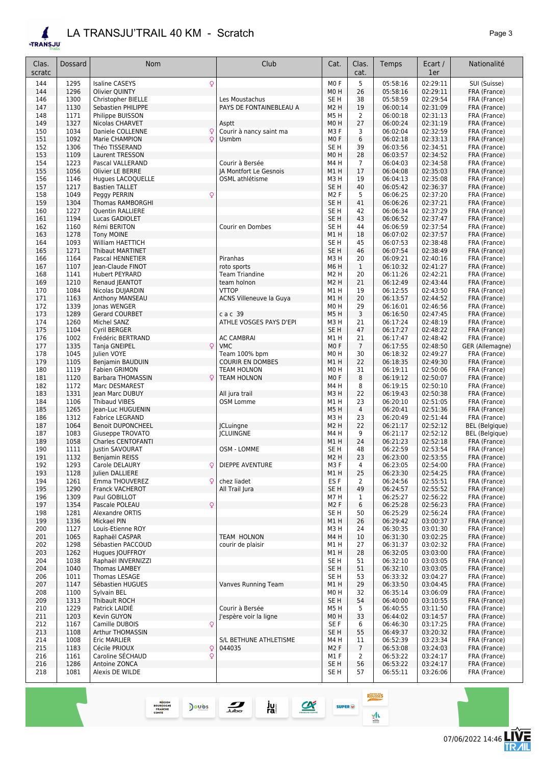# LA TRANSJU'TRAIL 40 KM - Scratch

| Clas. scratc | Dossard | Nom | Club | Cat. | Clas. cat. | Temps | Ecart / 1er | Nationalité |
|---|---|---|---|---|---|---|---|---|
| 144 | 1295 | Isaline CASEYS ♀ | | M0 F | 5 | 05:58:16 | 02:29:11 | SUI (Suisse) |
| 144 | 1296 | Olivier QUINTY | | M0 H | 26 | 05:58:16 | 02:29:11 | FRA (France) |
| 146 | 1300 | Christopher BIELLE | Les Moustachus | SE H | 38 | 05:58:59 | 02:29:54 | FRA (France) |
| 147 | 1130 | Sebastien PHILIPPE | PAYS DE FONTAINEBLEAU A | M2 H | 19 | 06:00:14 | 02:31:09 | FRA (France) |
| 148 | 1171 | Philippe BUISSON | | M5 H | 2 | 06:00:18 | 02:31:13 | FRA (France) |
| 149 | 1327 | Nicolas CHARVET | Asptt | M0 H | 27 | 06:00:24 | 02:31:19 | FRA (France) |
| 150 | 1034 | Daniele COLLENNE ♀ | Courir à nancy saint ma | M3 F | 3 | 06:02:04 | 02:32:59 | FRA (France) |
| 151 | 1092 | Marie CHAMPION ♀ | Usmbm | M0 F | 6 | 06:02:18 | 02:33:13 | FRA (France) |
| 152 | 1306 | Théo TISSERAND | | SE H | 39 | 06:03:56 | 02:34:51 | FRA (France) |
| 153 | 1109 | Laurent TRESSON | | M0 H | 28 | 06:03:57 | 02:34:52 | FRA (France) |
| 154 | 1223 | Pascal VALLERAND | Courir à Bersée | M4 H | 7 | 06:04:03 | 02:34:58 | FRA (France) |
| 155 | 1056 | Olivier LE BERRE | JA Montfort Le Gesnois | M1 H | 17 | 06:04:08 | 02:35:03 | FRA (France) |
| 156 | 1146 | Hugues LACOQUELLE | OSML athlétisme | M3 H | 19 | 06:04:13 | 02:35:08 | FRA (France) |
| 157 | 1217 | Bastien TALLET | | SE H | 40 | 06:05:42 | 02:36:37 | FRA (France) |
| 158 | 1049 | Peggy PERRIN ♀ | | M2 F | 5 | 06:06:25 | 02:37:20 | FRA (France) |
| 159 | 1304 | Thomas RAMBORGHI | | SE H | 41 | 06:06:26 | 02:37:21 | FRA (France) |
| 160 | 1227 | Quentin RALLIERE | | SE H | 42 | 06:06:34 | 02:37:29 | FRA (France) |
| 161 | 1194 | Lucas GADIOLET | | SE H | 43 | 06:06:52 | 02:37:47 | FRA (France) |
| 162 | 1160 | Rémi BERITON | Courir en Dombes | SE H | 44 | 06:06:59 | 02:37:54 | FRA (France) |
| 163 | 1278 | Tony MOINE | | M1 H | 18 | 06:07:02 | 02:37:57 | FRA (France) |
| 164 | 1093 | William HAETTICH | | SE H | 45 | 06:07:53 | 02:38:48 | FRA (France) |
| 165 | 1271 | Thibaut MARTINET | | SE H | 46 | 06:07:54 | 02:38:49 | FRA (France) |
| 166 | 1164 | Pascal HENNETIER | Piranhas | M3 H | 20 | 06:09:21 | 02:40:16 | FRA (France) |
| 167 | 1107 | Jean-Claude FINOT | roto sports | M6 H | 1 | 06:10:32 | 02:41:27 | FRA (France) |
| 168 | 1141 | Hubert PEYRARD | Team Triandine | M2 H | 20 | 06:11:26 | 02:42:21 | FRA (France) |
| 169 | 1210 | Renaud JEANTOT | team holnon | M2 H | 21 | 06:12:49 | 02:43:44 | FRA (France) |
| 170 | 1084 | Nicolas DUJARDIN | VTTOP | M1 H | 19 | 06:12:55 | 02:43:50 | FRA (France) |
| 171 | 1163 | Anthony MANSEAU | ACNS Villeneuve la Guya | M1 H | 20 | 06:13:57 | 02:44:52 | FRA (France) |
| 172 | 1339 | Jonas WENGER | | M0 H | 29 | 06:16:01 | 02:46:56 | FRA (France) |
| 173 | 1289 | Gerard COURBET | c a c 39 | M5 H | 3 | 06:16:50 | 02:47:45 | FRA (France) |
| 174 | 1260 | Michel SANZ | ATHLE VOSGES PAYS D'EPI | M3 H | 21 | 06:17:24 | 02:48:19 | FRA (France) |
| 175 | 1104 | Cyril BERGER | | SE H | 47 | 06:17:27 | 02:48:22 | FRA (France) |
| 176 | 1002 | Frédéric BERTRAND | AC CAMBRAI | M1 H | 21 | 06:17:47 | 02:48:42 | FRA (France) |
| 177 | 1335 | Tanja GNEIPEL ♀ | VMC | M0 F | 7 | 06:17:55 | 02:48:50 | GER (Allemagne) |
| 178 | 1045 | Julien VOYE | Team 100% bpm | M0 H | 30 | 06:18:32 | 02:49:27 | FRA (France) |
| 179 | 1105 | Benjamin BAUDUIN | COURIR EN DOMBES | M1 H | 22 | 06:18:35 | 02:49:30 | FRA (France) |
| 180 | 1119 | Fabien GRIMON | TEAM HOLNON | M0 H | 31 | 06:19:11 | 02:50:06 | FRA (France) |
| 181 | 1120 | Barbara THOMASSIN ♀ | TEAM HOLNON | M0 F | 8 | 06:19:12 | 02:50:07 | FRA (France) |
| 182 | 1172 | Marc DESMAREST | | M4 H | 8 | 06:19:15 | 02:50:10 | FRA (France) |
| 183 | 1331 | Jean Marc DUBUY | All jura trail | M3 H | 22 | 06:19:43 | 02:50:38 | FRA (France) |
| 184 | 1106 | Thibaud VIBES | OSM Lomme | M1 H | 23 | 06:20:10 | 02:51:05 | FRA (France) |
| 185 | 1265 | Jean-Luc HUGUENIN | | M5 H | 4 | 06:20:41 | 02:51:36 | FRA (France) |
| 186 | 1312 | Fabrice LEGRAND | | M3 H | 23 | 06:20:49 | 02:51:44 | FRA (France) |
| 187 | 1064 | Benoit DUPONCHEEL | JCLuingne | M2 H | 22 | 06:21:17 | 02:52:12 | BEL (Belgique) |
| 187 | 1083 | Giuseppe TROVATO | JCLUINGNE | M4 H | 9 | 06:21:17 | 02:52:12 | BEL (Belgique) |
| 189 | 1058 | Charles CENTOFANTI | | M1 H | 24 | 06:21:23 | 02:52:18 | FRA (France) |
| 190 | 1111 | Justin SAVOURAT | OSM - LOMME | SE H | 48 | 06:22:59 | 02:53:54 | FRA (France) |
| 191 | 1132 | Benjamin REISS | | M2 H | 23 | 06:23:00 | 02:53:55 | FRA (France) |
| 192 | 1293 | Carole DELAURY ♀ | DIEPPE AVENTURE | M3 F | 4 | 06:23:05 | 02:54:00 | FRA (France) |
| 193 | 1128 | Julien DALLIERE | | M1 H | 25 | 06:23:30 | 02:54:25 | FRA (France) |
| 194 | 1261 | Emma THOUVEREZ ♀ | chez liadet | ES F | 2 | 06:24:56 | 02:55:51 | FRA (France) |
| 195 | 1290 | Franck VACHEROT | All Trail Jura | SE H | 49 | 06:24:57 | 02:55:52 | FRA (France) |
| 196 | 1309 | Paul GOBILLOT | | M7 H | 1 | 06:25:27 | 02:56:22 | FRA (France) |
| 197 | 1354 | Pascale POLEAU ♀ | | M2 F | 6 | 06:25:28 | 02:56:23 | FRA (France) |
| 198 | 1281 | Alexandre ORTIS | | SE H | 50 | 06:25:29 | 02:56:24 | FRA (France) |
| 199 | 1336 | Mickael PIN | | M1 H | 26 | 06:29:42 | 03:00:37 | FRA (France) |
| 200 | 1127 | Louis-Etienne ROY | | M3 H | 24 | 06:30:35 | 03:01:30 | FRA (France) |
| 201 | 1065 | Raphaël CASPAR | TEAM HOLNON | M4 H | 10 | 06:31:30 | 03:02:25 | FRA (France) |
| 202 | 1298 | Sébastien PACCOUD | courir de plaisir | M1 H | 27 | 06:31:37 | 03:02:32 | FRA (France) |
| 203 | 1262 | Hugues JOUFFROY | | M1 H | 28 | 06:32:05 | 03:03:00 | FRA (France) |
| 204 | 1038 | Raphaël INVERNIZZI | | SE H | 51 | 06:32:10 | 03:03:05 | FRA (France) |
| 204 | 1040 | Thomas LAMBEY | | SE H | 51 | 06:32:10 | 03:03:05 | FRA (France) |
| 206 | 1011 | Thomas LESAGE | | SE H | 53 | 06:33:32 | 03:04:27 | FRA (France) |
| 207 | 1147 | Sébastien HUGUES | Vanves Running Team | M1 H | 29 | 06:33:50 | 03:04:45 | FRA (France) |
| 208 | 1100 | Sylvain BEL | | M0 H | 32 | 06:35:14 | 03:06:09 | FRA (France) |
| 209 | 1313 | Thibault ROCH | | SE H | 54 | 06:40:00 | 03:10:55 | FRA (France) |
| 210 | 1229 | Patrick LAIDIÉ | Courir à Bersée | M5 H | 5 | 06:40:55 | 03:11:50 | FRA (France) |
| 211 | 1203 | Kevin GUYON | J'espère voir la ligne | M0 H | 33 | 06:44:02 | 03:14:57 | FRA (France) |
| 212 | 1167 | Camille DUBOIS ♀ | | SE F | 6 | 06:46:30 | 03:17:25 | FRA (France) |
| 213 | 1108 | Arthur THOMASSIN | | SE H | 55 | 06:49:37 | 03:20:32 | FRA (France) |
| 214 | 1008 | Eric MARLIER | S/L BETHUNE ATHLETISME | M4 H | 11 | 06:52:39 | 03:23:34 | FRA (France) |
| 215 | 1183 | Cécile PRIOUX ♀ | 044035 | M2 F | 7 | 06:53:08 | 03:24:03 | FRA (France) |
| 216 | 1161 | Caroline SÉCHAUD ♀ | | M1 F | 2 | 06:53:22 | 03:24:17 | FRA (France) |
| 216 | 1286 | Antoine ZONCA | | SE H | 56 | 06:53:22 | 03:24:17 | FRA (France) |
| 218 | 1081 | Alexis DE WILDE | | SE H | 57 | 06:55:11 | 03:26:06 | FRA (France) |

07/06/2022 14:46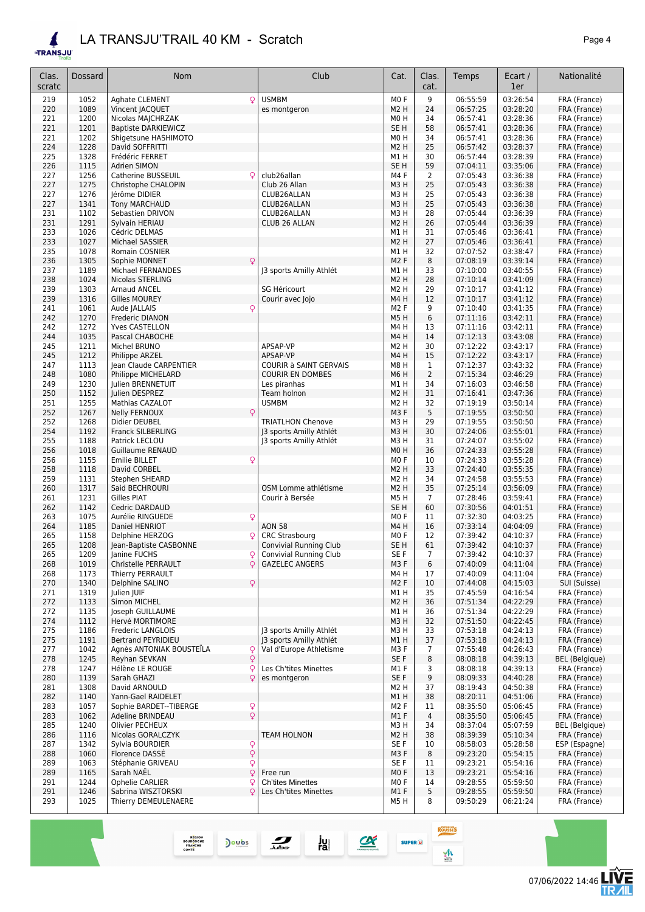# LA TRANSJU'TRAIL 40 KM - Scratch

| Clas. scratc | Dossard | Nom | Club | Cat. | Clas. cat. | Temps | Ecart / 1er | Nationalité |
|---|---|---|---|---|---|---|---|---|
| 219 | 1052 | Aghate CLEMENT ♀ | USMBM | M0 F | 9 | 06:55:59 | 03:26:54 | FRA (France) |
| 220 | 1089 | Vincent JACQUET | es montgeron | M2 H | 24 | 06:57:25 | 03:28:20 | FRA (France) |
| 221 | 1200 | Nicolas MAJCHRZAK | | M0 H | 34 | 06:57:41 | 03:28:36 | FRA (France) |
| 221 | 1201 | Baptiste DARKIEWICZ | | SE H | 58 | 06:57:41 | 03:28:36 | FRA (France) |
| 221 | 1202 | Shigetsune HASHIMOTO | | M0 H | 34 | 06:57:41 | 03:28:36 | FRA (France) |
| 224 | 1228 | David SOFFRITTI | | M2 H | 25 | 06:57:42 | 03:28:37 | FRA (France) |
| 225 | 1328 | Frédéric FERRET | | M1 H | 30 | 06:57:44 | 03:28:39 | FRA (France) |
| 226 | 1115 | Adrien SIMON | | SE H | 59 | 07:04:11 | 03:35:06 | FRA (France) |
| 227 | 1256 | Catherine BUSSEUIL ♀ | club26allan | M4 F | 2 | 07:05:43 | 03:36:38 | FRA (France) |
| 227 | 1275 | Christophe CHALOPIN | Club 26 Allan | M3 H | 25 | 07:05:43 | 03:36:38 | FRA (France) |
| 227 | 1276 | Jérôme DIDIER | CLUB26ALLAN | M3 H | 25 | 07:05:43 | 03:36:38 | FRA (France) |
| 227 | 1341 | Tony MARCHAUD | CLUB26ALLAN | M3 H | 25 | 07:05:43 | 03:36:38 | FRA (France) |
| 231 | 1102 | Sebastien DRIVON | CLUB26ALLAN | M3 H | 28 | 07:05:44 | 03:36:39 | FRA (France) |
| 231 | 1291 | Sylvain HERIAU | CLUB 26 ALLAN | M2 H | 26 | 07:05:44 | 03:36:39 | FRA (France) |
| 233 | 1026 | Cédric DELMAS | | M1 H | 31 | 07:05:46 | 03:36:41 | FRA (France) |
| 233 | 1027 | Michael SASSIER | | M2 H | 27 | 07:05:46 | 03:36:41 | FRA (France) |
| 235 | 1078 | Romain COSNIER | | M1 H | 32 | 07:07:52 | 03:38:47 | FRA (France) |
| 236 | 1305 | Sophie MONNET ♀ | | M2 F | 8 | 07:08:19 | 03:39:14 | FRA (France) |
| 237 | 1189 | Michael FERNANDES | J3 sports Amilly Athlét | M1 H | 33 | 07:10:00 | 03:40:55 | FRA (France) |
| 238 | 1024 | Nicolas STERLING | | M2 H | 28 | 07:10:14 | 03:41:09 | FRA (France) |
| 239 | 1303 | Arnaud ANCEL | SG Héricourt | M2 H | 29 | 07:10:17 | 03:41:12 | FRA (France) |
| 239 | 1316 | Gilles MOUREY | Courir avec Jojo | M4 H | 12 | 07:10:17 | 03:41:12 | FRA (France) |
| 241 | 1061 | Aude JALLAIS ♀ | | M2 F | 9 | 07:10:40 | 03:41:35 | FRA (France) |
| 242 | 1270 | Frederic DIANON | | M5 H | 6 | 07:11:16 | 03:42:11 | FRA (France) |
| 242 | 1272 | Yves CASTELLON | | M4 H | 13 | 07:11:16 | 03:42:11 | FRA (France) |
| 244 | 1035 | Pascal CHABOCHE | | M4 H | 14 | 07:12:13 | 03:43:08 | FRA (France) |
| 245 | 1211 | Michel BRUNO | APSAP-VP | M2 H | 30 | 07:12:22 | 03:43:17 | FRA (France) |
| 245 | 1212 | Philippe ARZEL | APSAP-VP | M4 H | 15 | 07:12:22 | 03:43:17 | FRA (France) |
| 247 | 1113 | Jean Claude CARPENTIER | COURIR à SAINT GERVAIS | M8 H | 1 | 07:12:37 | 03:43:32 | FRA (France) |
| 248 | 1080 | Philippe MICHELARD | COURIR EN DOMBES | M6 H | 2 | 07:15:34 | 03:46:29 | FRA (France) |
| 249 | 1230 | Julien BRENNETUIT | Les piranhas | M1 H | 34 | 07:16:03 | 03:46:58 | FRA (France) |
| 250 | 1152 | Julien DESPREZ | Team holnon | M2 H | 31 | 07:16:41 | 03:47:36 | FRA (France) |
| 251 | 1255 | Mathias CAZALOT | USMBM | M2 H | 32 | 07:19:19 | 03:50:14 | FRA (France) |
| 252 | 1267 | Nelly FERNOUX ♀ | | M3 F | 5 | 07:19:55 | 03:50:50 | FRA (France) |
| 252 | 1268 | Didier DEUBEL | TRIATLHON Chenove | M3 H | 29 | 07:19:55 | 03:50:50 | FRA (France) |
| 254 | 1192 | Franck SILBERLING | J3 sports Amilly Athlét | M3 H | 30 | 07:24:06 | 03:55:01 | FRA (France) |
| 255 | 1188 | Patrick LECLOU | J3 sports Amilly Athlét | M3 H | 31 | 07:24:07 | 03:55:02 | FRA (France) |
| 256 | 1018 | Guillaume RENAUD | | M0 H | 36 | 07:24:33 | 03:55:28 | FRA (France) |
| 256 | 1155 | Emilie BILLET ♀ | | M0 F | 10 | 07:24:33 | 03:55:28 | FRA (France) |
| 258 | 1118 | David CORBEL | | M2 H | 33 | 07:24:40 | 03:55:35 | FRA (France) |
| 259 | 1131 | Stephen SHEARD | | M2 H | 34 | 07:24:58 | 03:55:53 | FRA (France) |
| 260 | 1317 | Said BECHROURI | OSM Lomme athlétisme | M2 H | 35 | 07:25:14 | 03:56:09 | FRA (France) |
| 261 | 1231 | Gilles PIAT | Courir à Bersée | M5 H | 7 | 07:28:46 | 03:59:41 | FRA (France) |
| 262 | 1142 | Cedric DARDAUD | | SE H | 60 | 07:30:56 | 04:01:51 | FRA (France) |
| 263 | 1075 | Aurélie RINGUEDE ♀ | | M0 F | 11 | 07:32:30 | 04:03:25 | FRA (France) |
| 264 | 1185 | Daniel HENRIOT | AON 58 | M4 H | 16 | 07:33:14 | 04:04:09 | FRA (France) |
| 265 | 1158 | Delphine HERZOG ♀ | CRC Strasbourg | M0 F | 12 | 07:39:42 | 04:10:37 | FRA (France) |
| 265 | 1208 | Jean-Baptiste CASBONNE | Convivial Running Club | SE H | 61 | 07:39:42 | 04:10:37 | FRA (France) |
| 265 | 1209 | Janine FUCHS ♀ | Convivial Running Club | SE F | 7 | 07:39:42 | 04:10:37 | FRA (France) |
| 268 | 1019 | Christelle PERRAULT ♀ | GAZELEC ANGERS | M3 F | 6 | 07:40:09 | 04:11:04 | FRA (France) |
| 268 | 1173 | Thierry PERRAULT | | M4 H | 17 | 07:40:09 | 04:11:04 | FRA (France) |
| 270 | 1340 | Delphine SALINO ♀ | | M2 F | 10 | 07:44:08 | 04:15:03 | SUI (Suisse) |
| 271 | 1319 | Julien JUIF | | M1 H | 35 | 07:45:59 | 04:16:54 | FRA (France) |
| 272 | 1133 | Simon MICHEL | | M2 H | 36 | 07:51:34 | 04:22:29 | FRA (France) |
| 272 | 1135 | Joseph GUILLAUME | | M1 H | 36 | 07:51:34 | 04:22:29 | FRA (France) |
| 274 | 1112 | Hervé MORTIMORE | | M3 H | 32 | 07:51:50 | 04:22:45 | FRA (France) |
| 275 | 1186 | Frederic LANGLOIS | J3 sports Amilly Athlét | M3 H | 33 | 07:53:18 | 04:24:13 | FRA (France) |
| 275 | 1191 | Bertrand PEYRIDIEU | J3 sports Amilly Athlét | M1 H | 37 | 07:53:18 | 04:24:13 | FRA (France) |
| 277 | 1042 | Agnès ANTONIAK BOUSTEÏLA ♀ | Val d'Europe Athletisme | M3 F | 7 | 07:55:48 | 04:26:43 | FRA (France) |
| 278 | 1245 | Reyhan SEVKAN ♀ | | SE F | 8 | 08:08:18 | 04:39:13 | BEL (Belgique) |
| 278 | 1247 | Hélène LE ROUGE ♀ | Les Ch'tites Minettes | M1 F | 3 | 08:08:18 | 04:39:13 | FRA (France) |
| 280 | 1139 | Sarah GHAZI ♀ | es montgeron | SE F | 9 | 08:09:33 | 04:40:28 | FRA (France) |
| 281 | 1308 | David ARNOULD | | M2 H | 37 | 08:19:43 | 04:50:38 | FRA (France) |
| 282 | 1140 | Yann-Gael RAIDELET | | M1 H | 38 | 08:20:11 | 04:51:06 | FRA (France) |
| 283 | 1057 | Sophie BARDET--TIBERGE ♀ | | M2 F | 11 | 08:35:50 | 05:06:45 | FRA (France) |
| 283 | 1062 | Adeline BRINDEAU ♀ | | M1 F | 4 | 08:35:50 | 05:06:45 | FRA (France) |
| 285 | 1240 | Olivier PECHEUX | | M3 H | 34 | 08:37:04 | 05:07:59 | BEL (Belgique) |
| 286 | 1116 | Nicolas GORALCZYK | TEAM HOLNON | M2 H | 38 | 08:39:39 | 05:10:34 | FRA (France) |
| 287 | 1342 | Sylvia BOURDIER ♀ | | SE F | 10 | 08:58:03 | 05:28:58 | ESP (Espagne) |
| 288 | 1060 | Florence DASSÉ ♀ | | M3 F | 8 | 09:23:20 | 05:54:15 | FRA (France) |
| 289 | 1063 | Stéphanie GRIVEAU ♀ | | SE F | 11 | 09:23:21 | 05:54:16 | FRA (France) |
| 289 | 1165 | Sarah NAËL ♀ | Free run | M0 F | 13 | 09:23:21 | 05:54:16 | FRA (France) |
| 291 | 1244 | Ophelie CARLIER ♀ | Ch'tites Minettes | M0 F | 14 | 09:28:55 | 05:59:50 | FRA (France) |
| 291 | 1246 | Sabrina WISZTORSKI ♀ | Les Ch'tites Minettes | M1 F | 5 | 09:28:55 | 05:59:50 | FRA (France) |
| 293 | 1025 | Thierry DEMEULENAERE | | M5 H | 8 | 09:50:29 | 06:21:24 | FRA (France) |

07/06/2022 14:46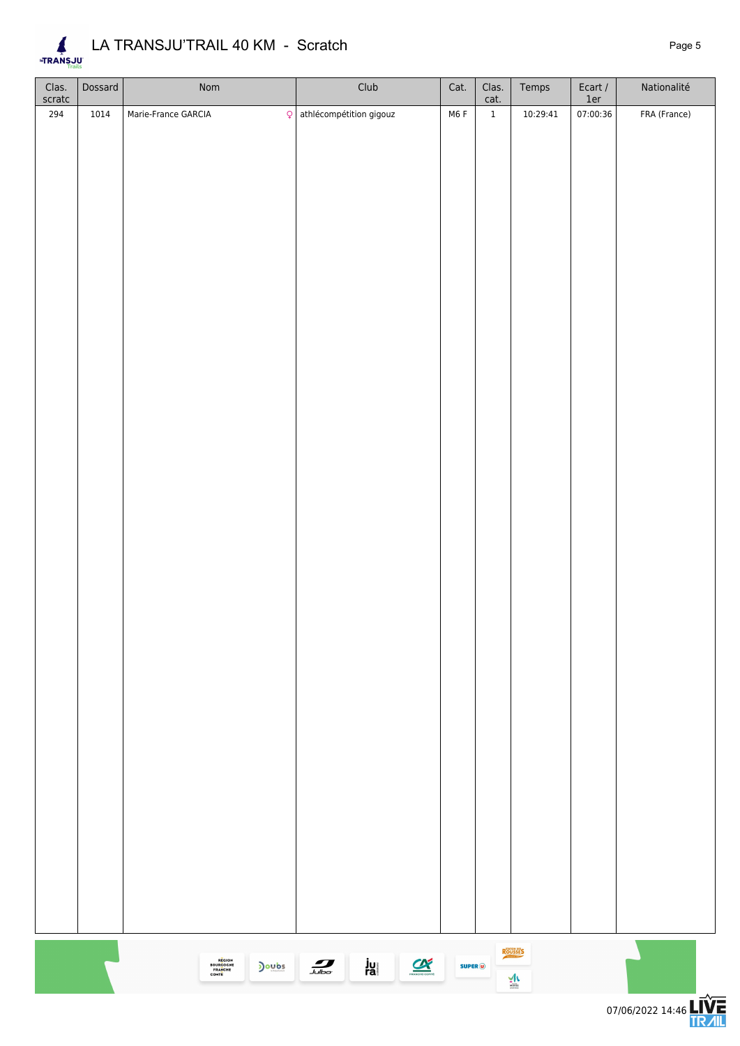| Clas. scratc | Dossard | Nom | Club | Cat. | Clas. cat. | Temps | Ecart / 1er | Nationalité |
|---|---|---|---|---|---|---|---|---|
| 294 | 1014 | Marie-France GARCIA ♀ | athlécompétition gigouz | M6 F | 1 | 10:29:41 | 07:00:36 | FRA (France) |

07/06/2022 14:46